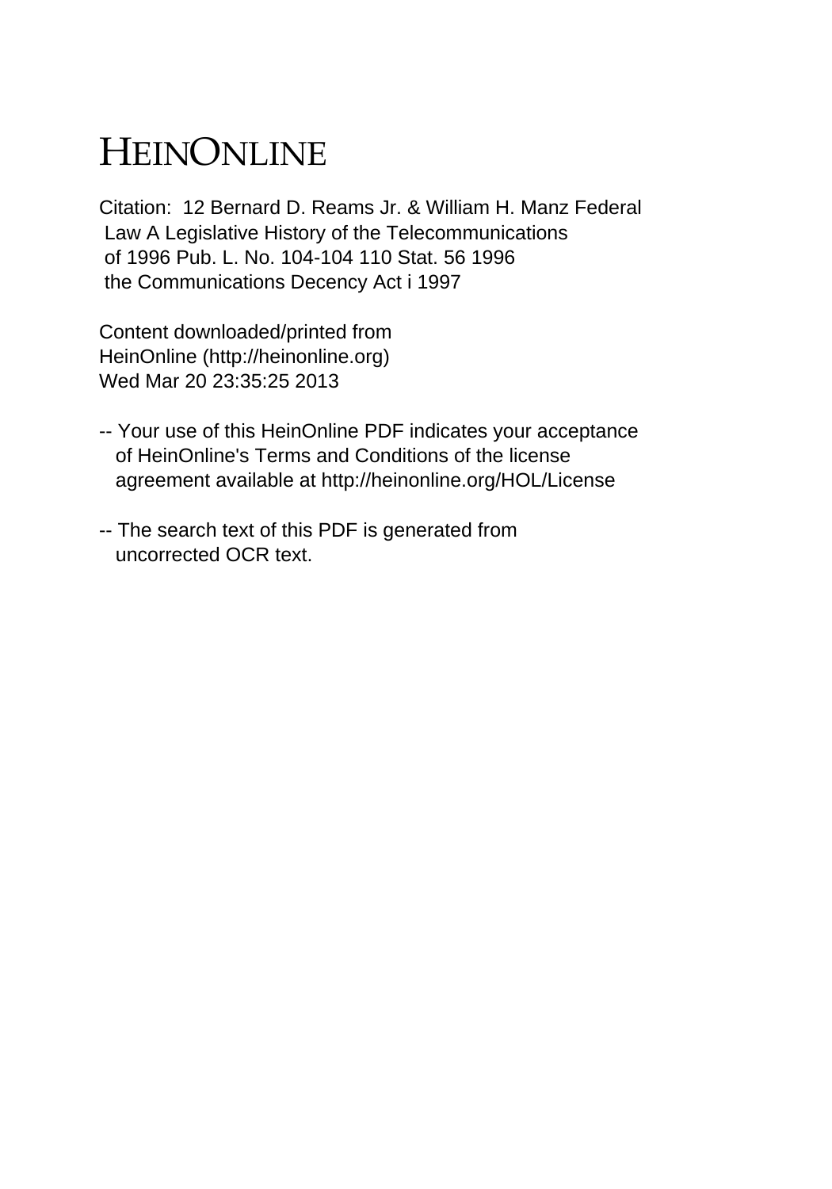# HEINONLINE

Citation: 12 Bernard D. Reams Jr. & William H. Manz Federal Law A Legislative History of the Telecommunications of 1996 Pub. L. No. 104-104 110 Stat. 56 1996 the Communications Decency Act i 1997

Content downloaded/printed from HeinOnline (http://heinonline.org) Wed Mar 20 23:35:25 2013

-- Your use of this HeinOnline PDF indicates your acceptance of HeinOnline's Terms and Conditions of the license agreement available at http://heinonline.org/HOL/License

-- The search text of this PDF is generated from uncorrected OCR text.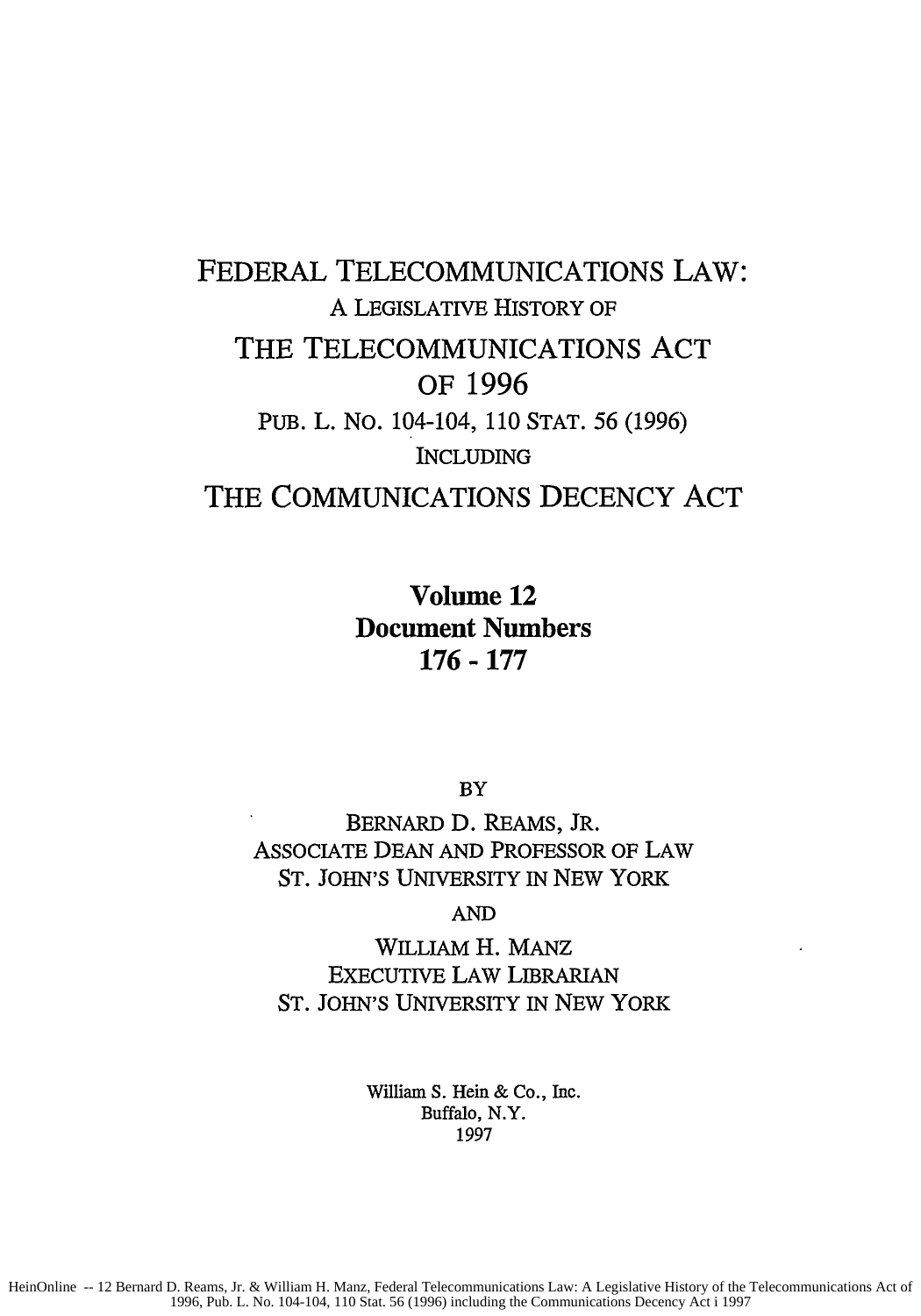# FEDERAL TELECOMMUNICATIONS LAW:

A LEGISLATIVE HISTORY OF

# THE TELECOMMUNICATIONS ACT OF 1996

PUB. L. NO. 104-104, 110 STAT. 56 (1996)

INCLUDING

# THE COMMUNICATIONS DECENCY ACT

**Volume 12**
**Document Numbers**
**176 - 177**

BY

BERNARD D. REAMS, JR.
ASSOCIATE DEAN AND PROFESSOR OF LAW
ST. JOHN'S UNIVERSITY IN NEW YORK

AND

WILLIAM H. MANZ
EXECUTIVE LAW LIBRARIAN
ST. JOHN'S UNIVERSITY IN NEW YORK

William S. Hein & Co., Inc.
Buffalo, N.Y.
1997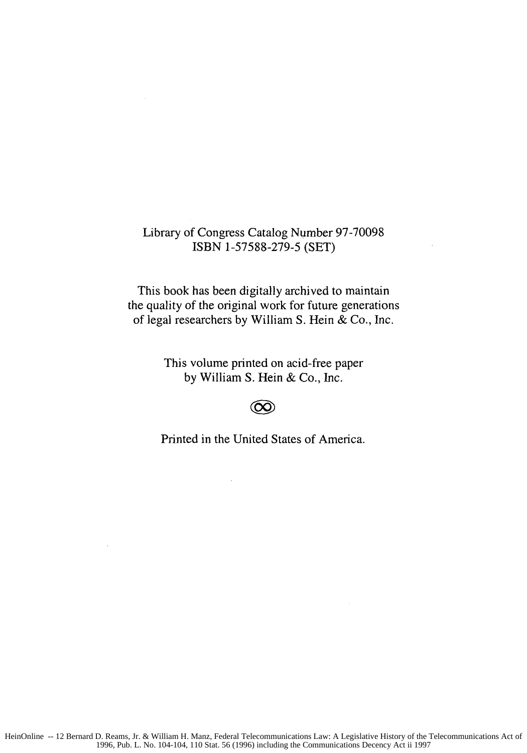Library of Congress Catalog Number 97-70098
ISBN 1-57588-279-5 (SET)

This book has been digitally archived to maintain the quality of the original work for future generations of legal researchers by William S. Hein & Co., Inc.

This volume printed on acid-free paper by William S. Hein & Co., Inc.

∞

Printed in the United States of America.